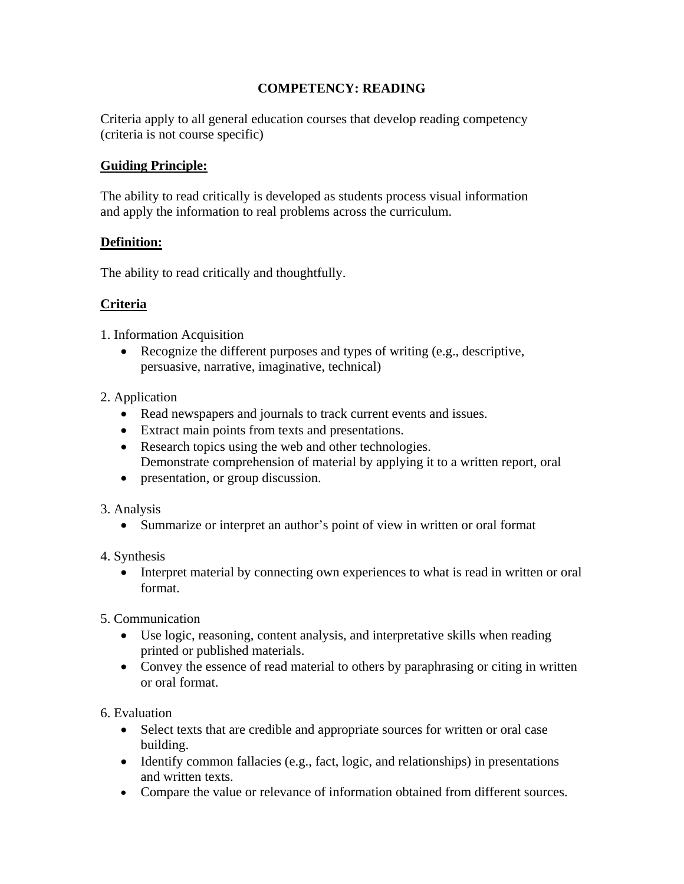# COMPETENCY: READING

Criteria apply to all general education courses that develop reading competency (criteria is not course specific)

**Guiding Principle:**

The ability to read critically is developed as students process visual information and apply the information to real problems across the curriculum.

**Definition:**

The ability to read critically and thoughtfully.

**Criteria**

1. Information Acquisition
   - Recognize the different purposes and types of writing (e.g., descriptive, persuasive, narrative, imaginative, technical)

2. Application
   - Read newspapers and journals to track current events and issues.
   - Extract main points from texts and presentations.
   - Research topics using the web and other technologies.
     Demonstrate comprehension of material by applying it to a written report, oral
   - presentation, or group discussion.

3. Analysis
   - Summarize or interpret an author's point of view in written or oral format

4. Synthesis
   - Interpret material by connecting own experiences to what is read in written or oral format.

5. Communication
   - Use logic, reasoning, content analysis, and interpretative skills when reading printed or published materials.
   - Convey the essence of read material to others by paraphrasing or citing in written or oral format.

6. Evaluation
   - Select texts that are credible and appropriate sources for written or oral case building.
   - Identify common fallacies (e.g., fact, logic, and relationships) in presentations and written texts.
   - Compare the value or relevance of information obtained from different sources.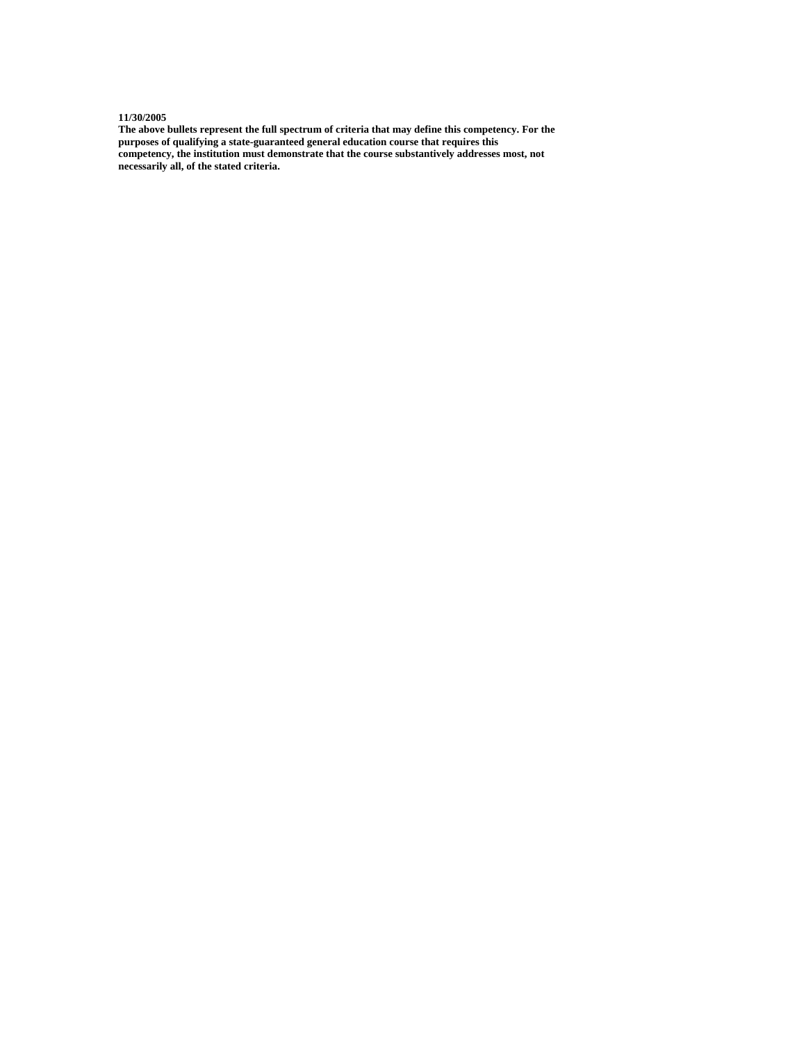**11/30/2005**

**The above bullets represent the full spectrum of criteria that may define this competency. For the purposes of qualifying a state-guaranteed general education course that requires this competency, the institution must demonstrate that the course substantively addresses most, not necessarily all, of the stated criteria.**